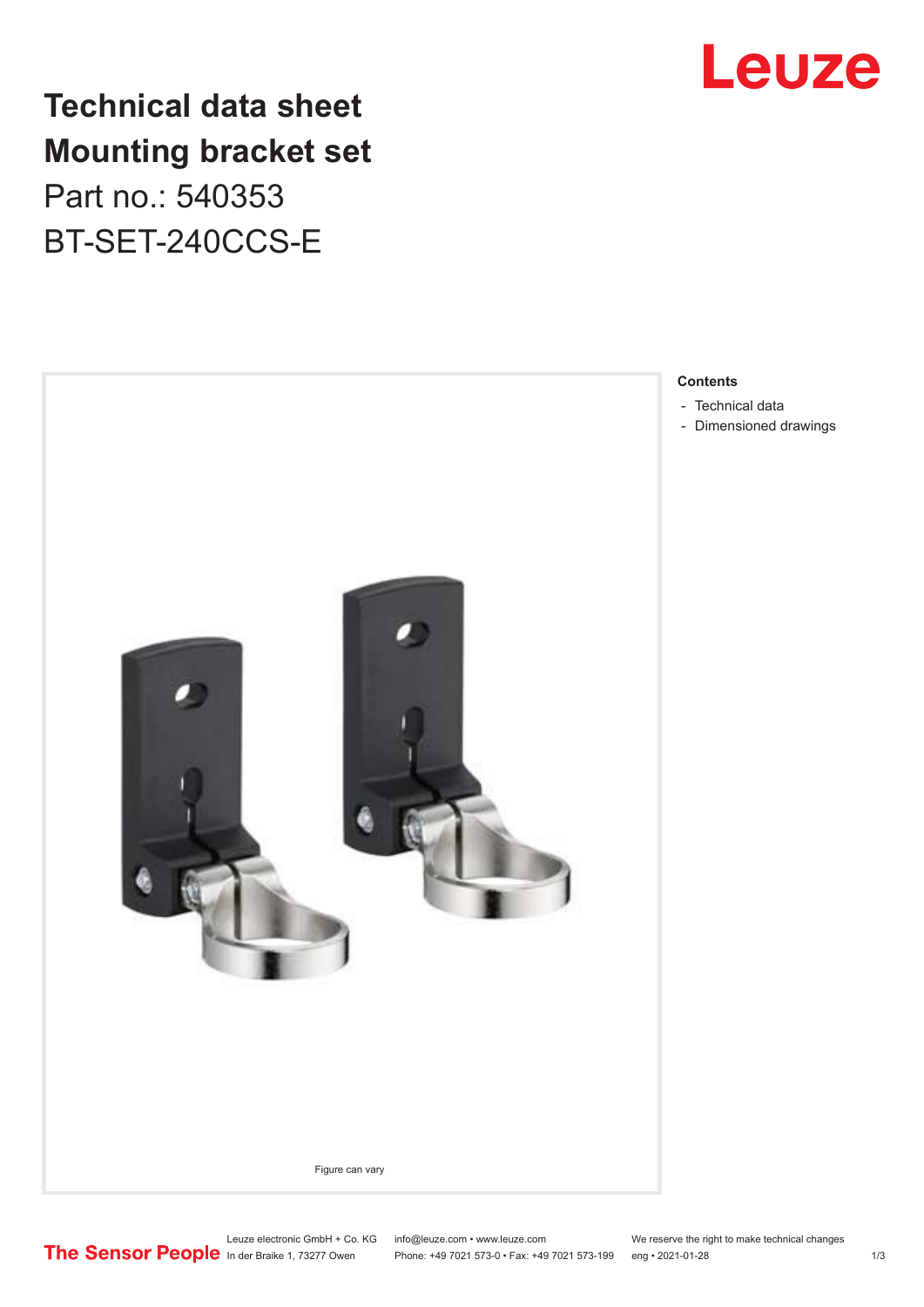# Technical data sheet
# Mounting bracket set
## Part no.: 540353
## BT-SET-240CCS-E

Figure can vary

**Contents**

- Technical data
- Dimensioned drawings

Leuze electronic GmbH + Co. KG
In der Braike 1, 73277 Owen

info@leuze.com • www.leuze.com
Phone: +49 7021 573-0 • Fax: +49 7021 573-199

We reserve the right to make technical changes
eng • 2021-01-28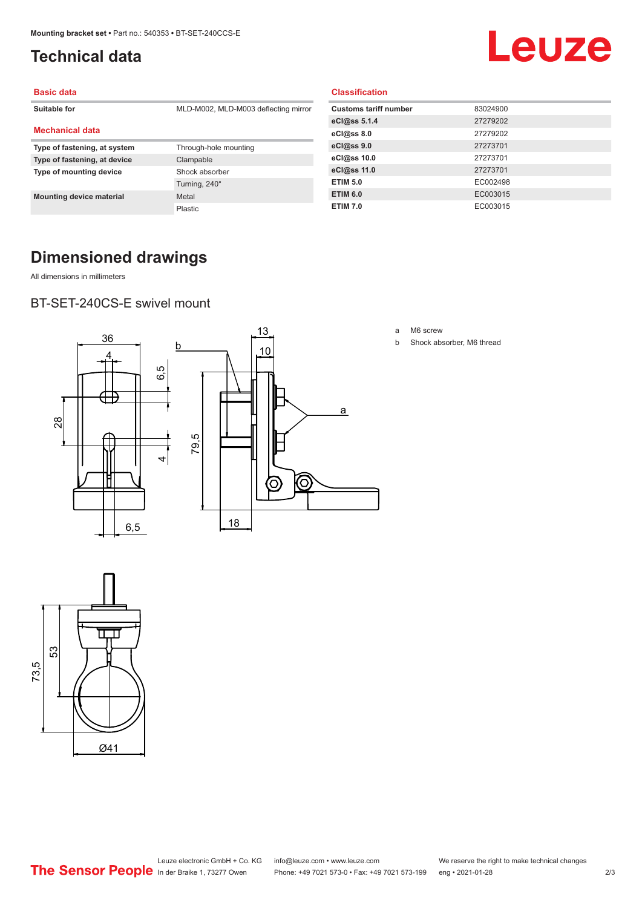# Technical data

## Basic data

| | |
|---|---|
| Suitable for | MLD-M002, MLD-M003 deflecting mirror |

## Mechanical data

| | |
|---|---|
| Type of fastening, at system | Through-hole mounting |
| Type of fastening, at device | Clampable |
| Type of mounting device | Shock absorber |
| | Turning, 240° |
| Mounting device material | Metal |
| | Plastic |

## Classification

| | |
|---|---|
| Customs tariff number | 83024900 |
| eCl@ss 5.1.4 | 27279202 |
| eCl@ss 8.0 | 27279202 |
| eCl@ss 9.0 | 27273701 |
| eCl@ss 10.0 | 27273701 |
| eCl@ss 11.0 | 27273701 |
| ETIM 5.0 | EC002498 |
| ETIM 6.0 | EC003015 |
| ETIM 7.0 | EC003015 |

# Dimensioned drawings

All dimensions in millimeters

## BT-SET-240CS-E swivel mount

a M6 screw

b Shock absorber, M6 thread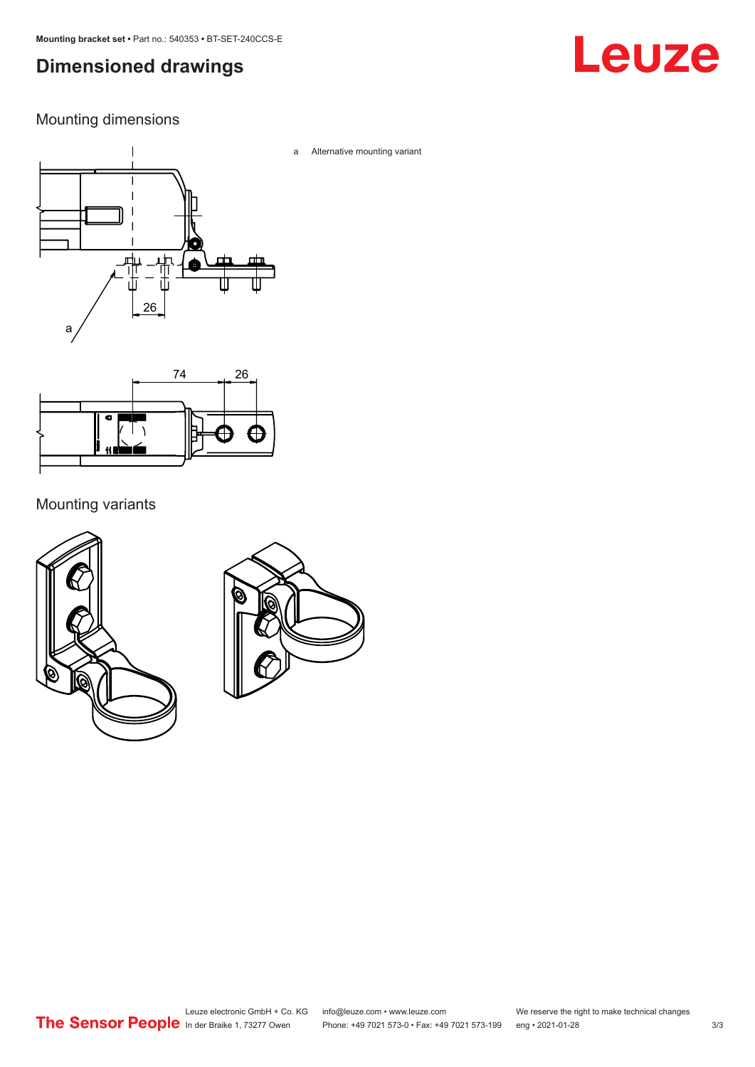# Dimensioned drawings

## Mounting dimensions

a Alternative mounting variant

26

a

74

26

## Mounting variants